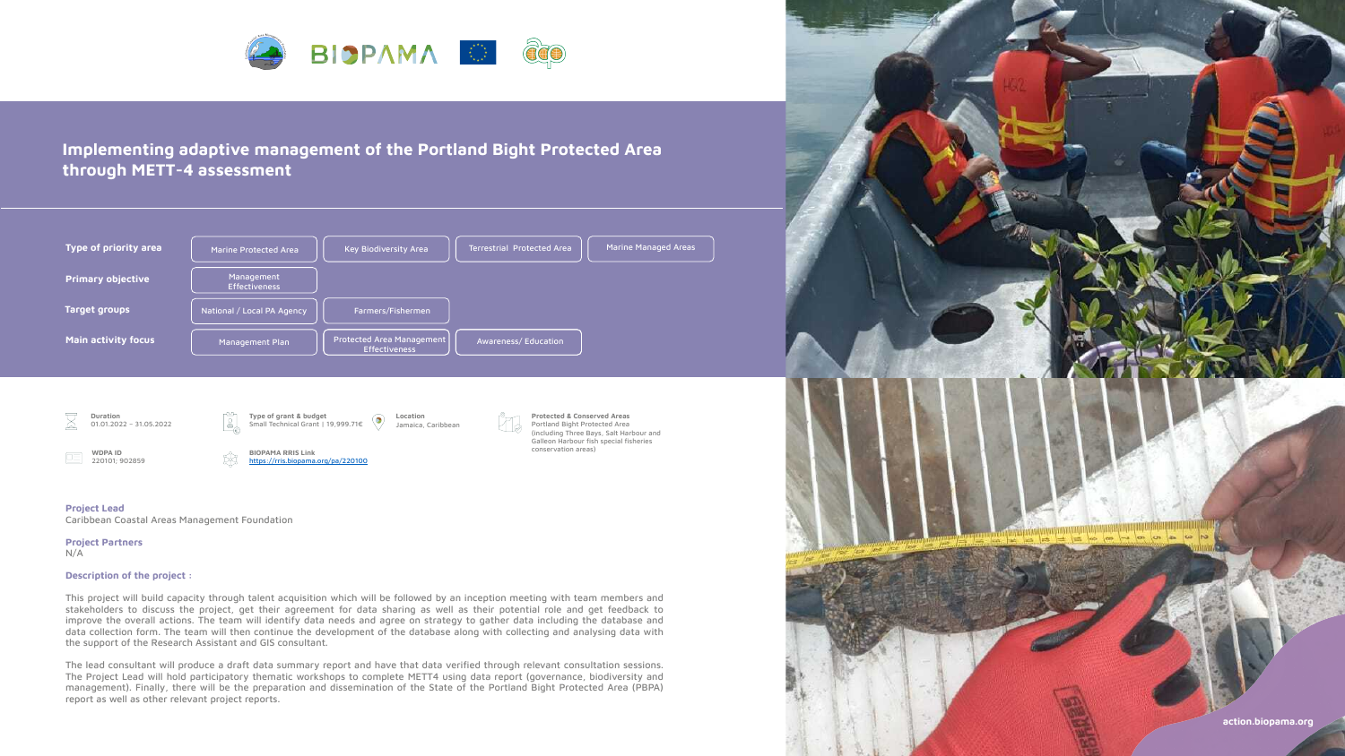# Implementing adaptive management of the Portland Bight Protected Area through METT-4 assessment

| | | | | |
|---|---|---|---|---|
| **Type of priority area** | Marine Protected Area | Key Biodiversity Area | Terrestrial Protected Area | Marine Managed Areas |
| **Primary objective** | Management Effectiveness | | | |
| **Target groups** | National / Local PA Agency | Farmers/Fishermen | | |
| **Main activity focus** | Management Plan | Protected Area Management Effectiveness | Awareness/ Education | |

**Duration**
01.01.2022 – 31.05.2022

**Type of grant & budget**
Small Technical Grant | 19,999.71€

**Location**
Jamaica, Caribbean

**Protected & Conserved Areas**
Portland Bight Protected Area (including Three Bays, Salt Harbour and Galleon Harbour fish special fisheries conservation areas)

**WDPA ID**
220101; 902859

**BIOPAMA RRIS Link**
https://rris.biopama.org/pa/220100

**Project Lead**
Caribbean Coastal Areas Management Foundation

**Project Partners**
N/A

**Description of the project :**

This project will build capacity through talent acquisition which will be followed by an inception meeting with team members and stakeholders to discuss the project, get their agreement for data sharing as well as their potential role and get feedback to improve the overall actions. The team will identify data needs and agree on strategy to gather data including the database and data collection form. The team will then continue the development of the database along with collecting and analysing data with the support of the Research Assistant and GIS consultant.

The lead consultant will produce a draft data summary report and have that data verified through relevant consultation sessions. The Project Lead will hold participatory thematic workshops to complete METT4 using data report (governance, biodiversity and management). Finally, there will be the preparation and dissemination of the State of the Portland Bight Protected Area (PBPA) report as well as other relevant project reports.

action.biopama.org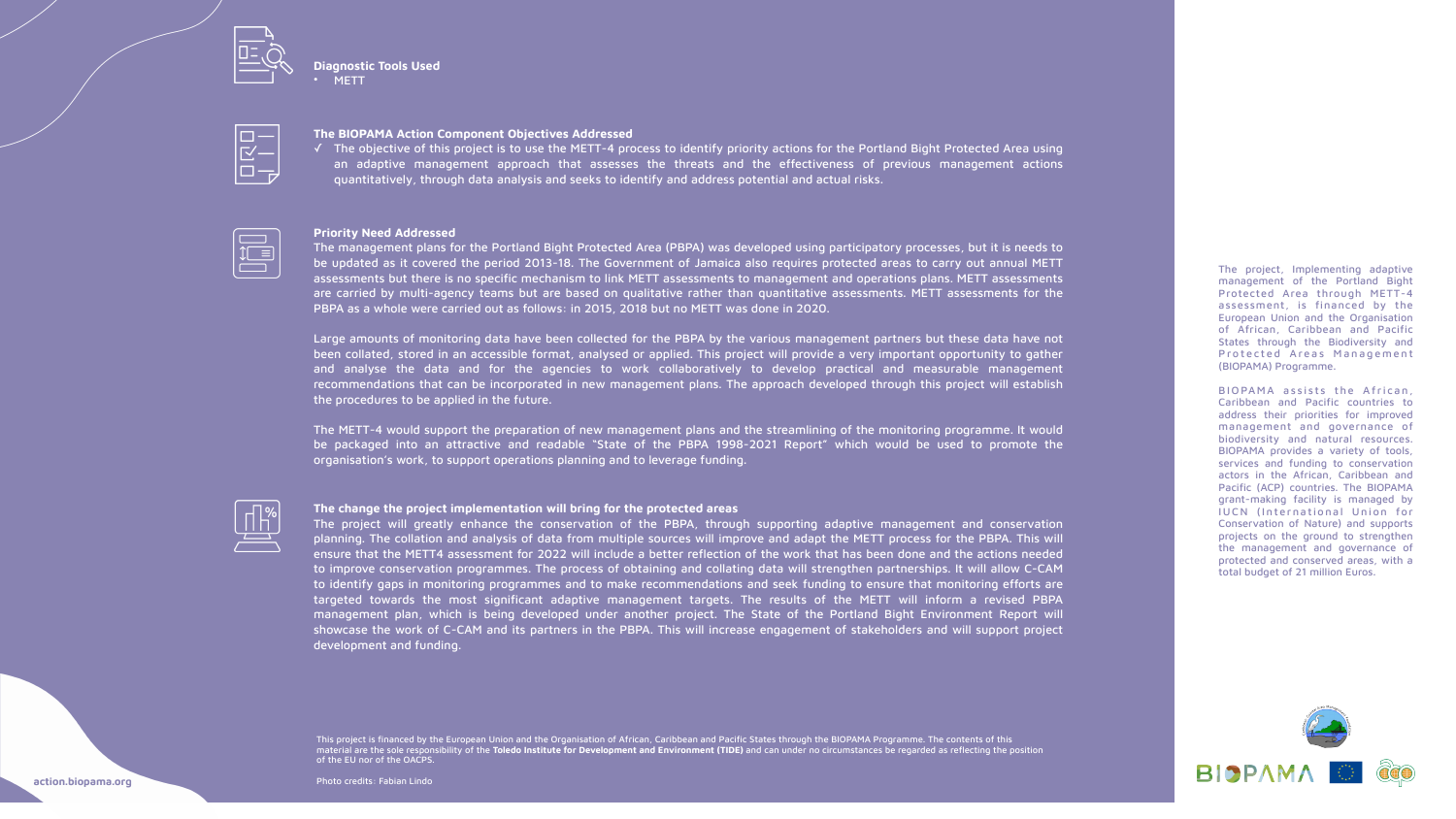**Diagnostic Tools Used**

- METT

**The BIOPAMA Action Component Objectives Addressed**

✓ The objective of this project is to use the METT-4 process to identify priority actions for the Portland Bight Protected Area using an adaptive management approach that assesses the threats and the effectiveness of previous management actions quantitatively, through data analysis and seeks to identify and address potential and actual risks.

**Priority Need Addressed**

The management plans for the Portland Bight Protected Area (PBPA) was developed using participatory processes, but it is needs to be updated as it covered the period 2013-18. The Government of Jamaica also requires protected areas to carry out annual METT assessments but there is no specific mechanism to link METT assessments to management and operations plans. METT assessments are carried by multi-agency teams but are based on qualitative rather than quantitative assessments. METT assessments for the PBPA as a whole were carried out as follows: in 2015, 2018 but no METT was done in 2020.

Large amounts of monitoring data have been collected for the PBPA by the various management partners but these data have not been collated, stored in an accessible format, analysed or applied. This project will provide a very important opportunity to gather and analyse the data and for the agencies to work collaboratively to develop practical and measurable management recommendations that can be incorporated in new management plans. The approach developed through this project will establish the procedures to be applied in the future.

The METT-4 would support the preparation of new management plans and the streamlining of the monitoring programme. It would be packaged into an attractive and readable "State of the PBPA 1998-2021 Report" which would be used to promote the organisation's work, to support operations planning and to leverage funding.

**The change the project implementation will bring for the protected areas**

The project will greatly enhance the conservation of the PBPA, through supporting adaptive management and conservation planning. The collation and analysis of data from multiple sources will improve and adapt the METT process for the PBPA. This will ensure that the METT4 assessment for 2022 will include a better reflection of the work that has been done and the actions needed to improve conservation programmes. The process of obtaining and collating data will strengthen partnerships. It will allow C-CAM to identify gaps in monitoring programmes and to make recommendations and seek funding to ensure that monitoring efforts are targeted towards the most significant adaptive management targets. The results of the METT will inform a revised PBPA management plan, which is being developed under another project. The State of the Portland Bight Environment Report will showcase the work of C-CAM and its partners in the PBPA. This will increase engagement of stakeholders and will support project development and funding.

The project, Implementing adaptive management of the Portland Bight Protected Area through METT-4 assessment, is financed by the European Union and the Organisation of African, Caribbean and Pacific States through the Biodiversity and Protected Areas Management (BIOPAMA) Programme.

BIOPAMA assists the African, Caribbean and Pacific countries to address their priorities for improved management and governance of biodiversity and natural resources. BIOPAMA provides a variety of tools, services and funding to conservation actors in the African, Caribbean and Pacific (ACP) countries. The BIOPAMA grant-making facility is managed by IUCN (International Union for Conservation of Nature) and supports projects on the ground to strengthen the management and governance of protected and conserved areas, with a total budget of 21 million Euros.

This project is financed by the European Union and the Organisation of African, Caribbean and Pacific States through the BIOPAMA Programme. The contents of this material are the sole responsibility of the **Toledo Institute for Development and Environment (TIDE)** and can under no circumstances be regarded as reflecting the position of the EU nor of the OACPS.

Photo credits: Fabian Lindo

action.biopama.org